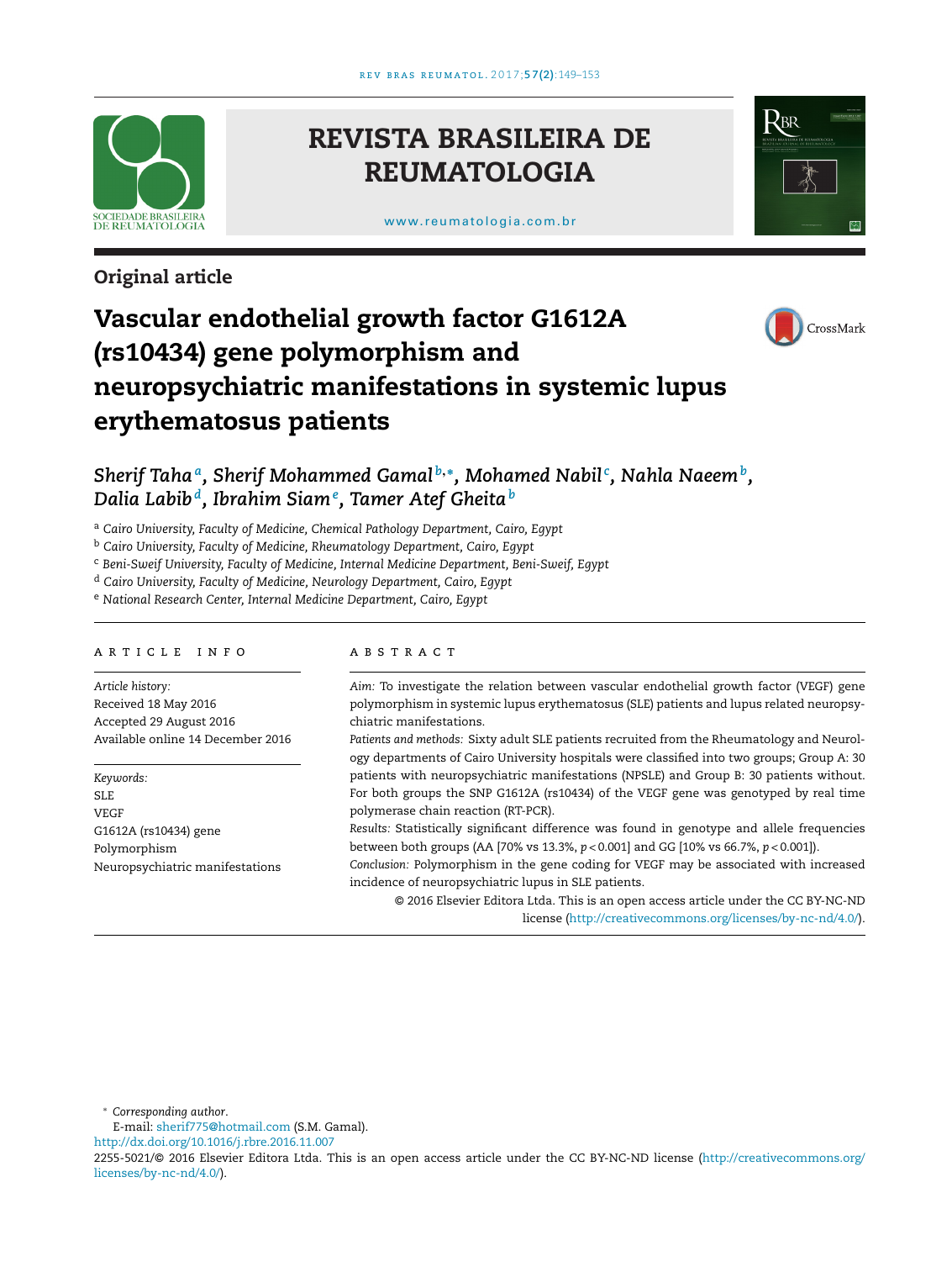Original article

# Vascular endothelial growth factor G1612A (rs10434) gene polymorphism and neuropsychiatric manifestations in systemic lupus erythematosus patients

*Sherif Taha*[a], *Sherif Mohammed Gamal*[b,*], *Mohamed Nabil*[c], *Nahla Naeem*[b], *Dalia Labib*[d], *Ibrahim Siam*[e], *Tamer Atef Gheita*[b]

[a] *Cairo University, Faculty of Medicine, Chemical Pathology Department, Cairo, Egypt*
[b] *Cairo University, Faculty of Medicine, Rheumatology Department, Cairo, Egypt*
[c] *Beni-Sweif University, Faculty of Medicine, Internal Medicine Department, Beni-Sweif, Egypt*
[d] *Cairo University, Faculty of Medicine, Neurology Department, Cairo, Egypt*
[e] *National Research Center, Internal Medicine Department, Cairo, Egypt*

## ARTICLE INFO

*Article history:*
Received 18 May 2016
Accepted 29 August 2016
Available online 14 December 2016

*Keywords:*
SLE
VEGF
G1612A (rs10434) gene
Polymorphism
Neuropsychiatric manifestations

## ABSTRACT

*Aim:* To investigate the relation between vascular endothelial growth factor (VEGF) gene polymorphism in systemic lupus erythematosus (SLE) patients and lupus related neuropsychiatric manifestations.

*Patients and methods:* Sixty adult SLE patients recruited from the Rheumatology and Neurology departments of Cairo University hospitals were classified into two groups; Group A: 30 patients with neuropsychiatric manifestations (NPSLE) and Group B: 30 patients without. For both groups the SNP G1612A (rs10434) of the VEGF gene was genotyped by real time polymerase chain reaction (RT-PCR).

*Results:* Statistically significant difference was found in genotype and allele frequencies between both groups (AA [70% vs 13.3%, $p < 0.001$] and GG [10% vs 66.7%, $p < 0.001$]).

*Conclusion:* Polymorphism in the gene coding for VEGF may be associated with increased incidence of neuropsychiatric lupus in SLE patients.

© 2016 Elsevier Editora Ltda. This is an open access article under the CC BY-NC-ND license (http://creativecommons.org/licenses/by-nc-nd/4.0/).

* *Corresponding author.*
E-mail: sherif775@hotmail.com (S.M. Gamal).
http://dx.doi.org/10.1016/j.rbre.2016.11.007
2255-5021/© 2016 Elsevier Editora Ltda. This is an open access article under the CC BY-NC-ND license (http://creativecommons.org/licenses/by-nc-nd/4.0/).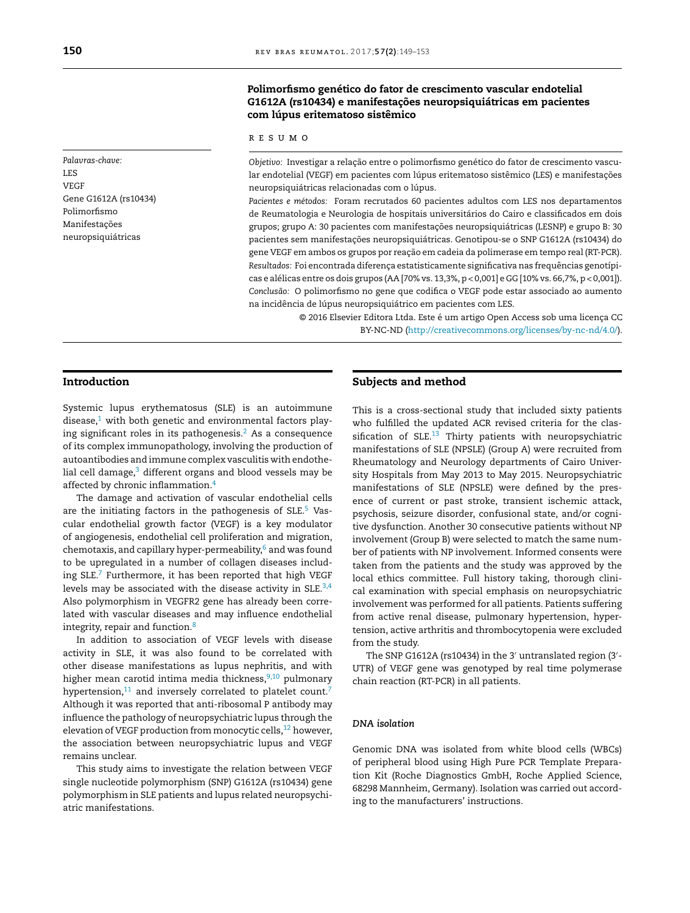## Polimorfismo genético do fator de crescimento vascular endotelial G1612A (rs10434) e manifestações neuropsiquiátricas em pacientes com lúpus eritematoso sistêmico

### RESUMO

*Palavras-chave:*
LES
VEGF
Gene G1612A (rs10434)
Polimorfismo
Manifestações neuropsiquiátricas

*Objetivo:* Investigar a relação entre o polimorfismo genético do fator de crescimento vascular endotelial (VEGF) em pacientes com lúpus eritematoso sistêmico (LES) e manifestações neuropsiquiátricas relacionadas com o lúpus.

*Pacientes e métodos:* Foram recrutados 60 pacientes adultos com LES nos departamentos de Reumatologia e Neurologia de hospitais universitários do Cairo e classificados em dois grupos; grupo A: 30 pacientes com manifestações neuropsiquiátricas (LESNP) e grupo B: 30 pacientes sem manifestações neuropsiquiátricas. Genotipou-se o SNP G1612A (rs10434) do gene VEGF em ambos os grupos por reação em cadeia da polimerase em tempo real (RT-PCR).

*Resultados:* Foi encontrada diferença estatisticamente significativa nas frequências genotípicas e alélicas entre os dois grupos (AA [70% vs. 13,3%, p < 0,001] e GG [10% vs. 66,7%, p < 0,001]).

*Conclusão:* O polimorfismo no gene que codifica o VEGF pode estar associado ao aumento na incidência de lúpus neuropsiquiátrico em pacientes com LES.

© 2016 Elsevier Editora Ltda. Este é um artigo Open Access sob uma licença CC BY-NC-ND (http://creativecommons.org/licenses/by-nc-nd/4.0/).

## Introduction

Systemic lupus erythematosus (SLE) is an autoimmune disease,[1] with both genetic and environmental factors playing significant roles in its pathogenesis.[2] As a consequence of its complex immunopathology, involving the production of autoantibodies and immune complex vasculitis with endothelial cell damage,[3] different organs and blood vessels may be affected by chronic inflammation.[4]

The damage and activation of vascular endothelial cells are the initiating factors in the pathogenesis of SLE.[5] Vascular endothelial growth factor (VEGF) is a key modulator of angiogenesis, endothelial cell proliferation and migration, chemotaxis, and capillary hyper-permeability,[6] and was found to be upregulated in a number of collagen diseases including SLE.[7] Furthermore, it has been reported that high VEGF levels may be associated with the disease activity in SLE.[3,4] Also polymorphism in VEGFR2 gene has already been correlated with vascular diseases and may influence endothelial integrity, repair and function.[8]

In addition to association of VEGF levels with disease activity in SLE, it was also found to be correlated with other disease manifestations as lupus nephritis, and with higher mean carotid intima media thickness,[9,10] pulmonary hypertension,[11] and inversely correlated to platelet count.[7] Although it was reported that anti-ribosomal P antibody may influence the pathology of neuropsychiatric lupus through the elevation of VEGF production from monocytic cells,[12] however, the association between neuropsychiatric lupus and VEGF remains unclear.

This study aims to investigate the relation between VEGF single nucleotide polymorphism (SNP) G1612A (rs10434) gene polymorphism in SLE patients and lupus related neuropsychiatric manifestations.

## Subjects and method

This is a cross-sectional study that included sixty patients who fulfilled the updated ACR revised criteria for the classification of SLE.[13] Thirty patients with neuropsychiatric manifestations of SLE (NPSLE) (Group A) were recruited from Rheumatology and Neurology departments of Cairo University Hospitals from May 2013 to May 2015. Neuropsychiatric manifestations of SLE (NPSLE) were defined by the presence of current or past stroke, transient ischemic attack, psychosis, seizure disorder, confusional state, and/or cognitive dysfunction. Another 30 consecutive patients without NP involvement (Group B) were selected to match the same number of patients with NP involvement. Informed consents were taken from the patients and the study was approved by the local ethics committee. Full history taking, thorough clinical examination with special emphasis on neuropsychiatric involvement was performed for all patients. Patients suffering from active renal disease, pulmonary hypertension, hypertension, active arthritis and thrombocytopenia were excluded from the study.

The SNP G1612A (rs10434) in the 3′ untranslated region (3′-UTR) of VEGF gene was genotyped by real time polymerase chain reaction (RT-PCR) in all patients.

### DNA isolation

Genomic DNA was isolated from white blood cells (WBCs) of peripheral blood using High Pure PCR Template Preparation Kit (Roche Diagnostics GmbH, Roche Applied Science, 68298 Mannheim, Germany). Isolation was carried out according to the manufacturers' instructions.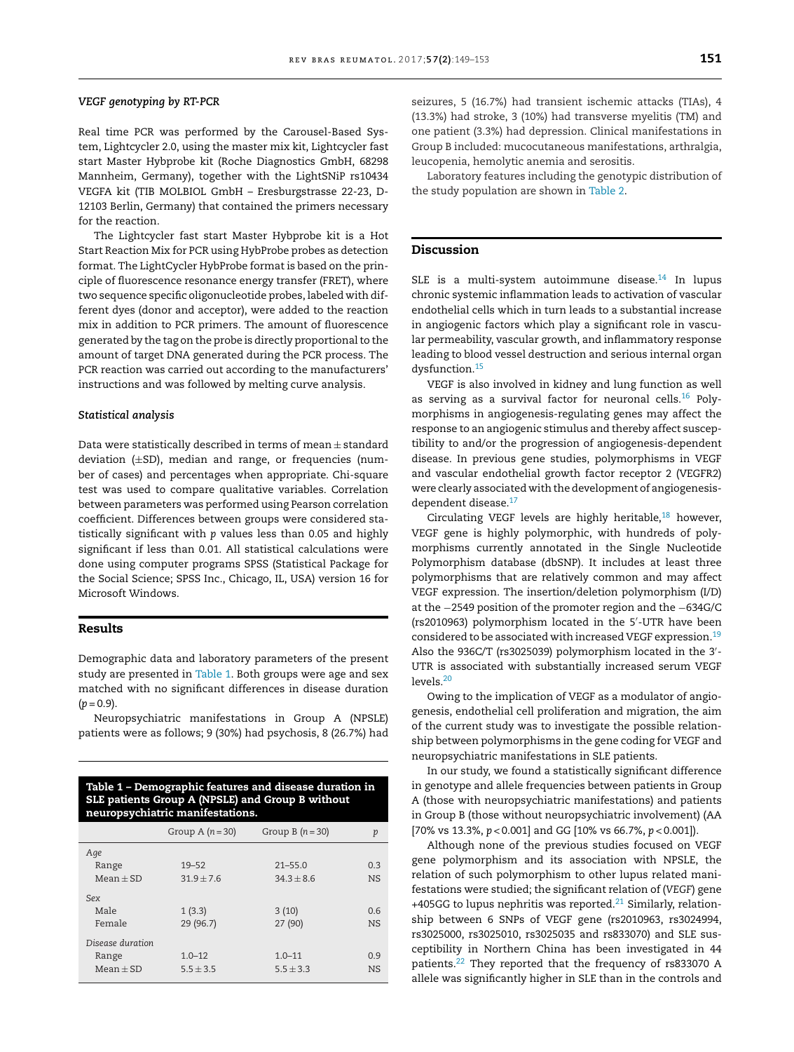### VEGF genotyping by RT-PCR

Real time PCR was performed by the Carousel-Based System, Lightcycler 2.0, using the master mix kit, Lightcycler fast start Master Hybprobe kit (Roche Diagnostics GmbH, 68298 Mannheim, Germany), together with the LightSNiP rs10434 VEGFA kit (TIB MOLBIOL GmbH – Eresburgstrasse 22-23, D-12103 Berlin, Germany) that contained the primers necessary for the reaction.

The Lightcycler fast start Master Hybprobe kit is a Hot Start Reaction Mix for PCR using HybProbe probes as detection format. The LightCycler HybProbe format is based on the principle of fluorescence resonance energy transfer (FRET), where two sequence specific oligonucleotide probes, labeled with different dyes (donor and acceptor), were added to the reaction mix in addition to PCR primers. The amount of fluorescence generated by the tag on the probe is directly proportional to the amount of target DNA generated during the PCR process. The PCR reaction was carried out according to the manufacturers' instructions and was followed by melting curve analysis.

### Statistical analysis

Data were statistically described in terms of mean ± standard deviation (±SD), median and range, or frequencies (number of cases) and percentages when appropriate. Chi-square test was used to compare qualitative variables. Correlation between parameters was performed using Pearson correlation coefficient. Differences between groups were considered statistically significant with *p* values less than 0.05 and highly significant if less than 0.01. All statistical calculations were done using computer programs SPSS (Statistical Package for the Social Science; SPSS Inc., Chicago, IL, USA) version 16 for Microsoft Windows.

## Results

Demographic data and laboratory parameters of the present study are presented in Table 1. Both groups were age and sex matched with no significant differences in disease duration ($p = 0.9$).

Neuropsychiatric manifestations in Group A (NPSLE) patients were as follows; 9 (30%) had psychosis, 8 (26.7%) had seizures, 5 (16.7%) had transient ischemic attacks (TIAs), 4 (13.3%) had stroke, 3 (10%) had transverse myelitis (TM) and one patient (3.3%) had depression. Clinical manifestations in Group B included: mucocutaneous manifestations, arthralgia, leucopenia, hemolytic anemia and serositis.

Laboratory features including the genotypic distribution of the study population are shown in Table 2.

**Table 1 – Demographic features and disease duration in SLE patients Group A (NPSLE) and Group B without neuropsychiatric manifestations.**

| | Group A ($n = 30$) | Group B ($n = 30$) | *p* |
|---|---|---|---|
| *Age* | | | |
| Range | 19–52 | 21–55.0 | 0.3 |
| Mean ± SD | 31.9 ± 7.6 | 34.3 ± 8.6 | NS |
| *Sex* | | | |
| Male | 1 (3.3) | 3 (10) | 0.6 |
| Female | 29 (96.7) | 27 (90) | NS |
| *Disease duration* | | | |
| Range | 1.0–12 | 1.0–11 | 0.9 |
| Mean ± SD | 5.5 ± 3.5 | 5.5 ± 3.3 | NS |

## Discussion

SLE is a multi-system autoimmune disease.[14] In lupus chronic systemic inflammation leads to activation of vascular endothelial cells which in turn leads to a substantial increase in angiogenic factors which play a significant role in vascular permeability, vascular growth, and inflammatory response leading to blood vessel destruction and serious internal organ dysfunction.[15]

VEGF is also involved in kidney and lung function as well as serving as a survival factor for neuronal cells.[16] Polymorphisms in angiogenesis-regulating genes may affect the response to an angiogenic stimulus and thereby affect susceptibility to and/or the progression of angiogenesis-dependent disease. In previous gene studies, polymorphisms in VEGF and vascular endothelial growth factor receptor 2 (VEGFR2) were clearly associated with the development of angiogenesis-dependent disease.[17]

Circulating VEGF levels are highly heritable,[18] however, VEGF gene is highly polymorphic, with hundreds of polymorphisms currently annotated in the Single Nucleotide Polymorphism database (dbSNP). It includes at least three polymorphisms that are relatively common and may affect VEGF expression. The insertion/deletion polymorphism (I/D) at the −2549 position of the promoter region and the −634G/C (rs2010963) polymorphism located in the 5′-UTR have been considered to be associated with increased VEGF expression.[19] Also the 936C/T (rs3025039) polymorphism located in the 3′-UTR is associated with substantially increased serum VEGF levels.[20]

Owing to the implication of VEGF as a modulator of angiogenesis, endothelial cell proliferation and migration, the aim of the current study was to investigate the possible relationship between polymorphisms in the gene coding for VEGF and neuropsychiatric manifestations in SLE patients.

In our study, we found a statistically significant difference in genotype and allele frequencies between patients in Group A (those with neuropsychiatric manifestations) and patients in Group B (those without neuropsychiatric involvement) (AA [70% vs 13.3%, $p < 0.001$] and GG [10% vs 66.7%, $p < 0.001$]).

Although none of the previous studies focused on VEGF gene polymorphism and its association with NPSLE, the relation of such polymorphism to other lupus related manifestations were studied; the significant relation of (*VEGF*) gene +405GG to lupus nephritis was reported.[21] Similarly, relationship between 6 SNPs of VEGF gene (rs2010963, rs3024994, rs3025000, rs3025010, rs3025035 and rs833070) and SLE susceptibility in Northern China has been investigated in 44 patients.[22] They reported that the frequency of rs833070 A allele was significantly higher in SLE than in the controls and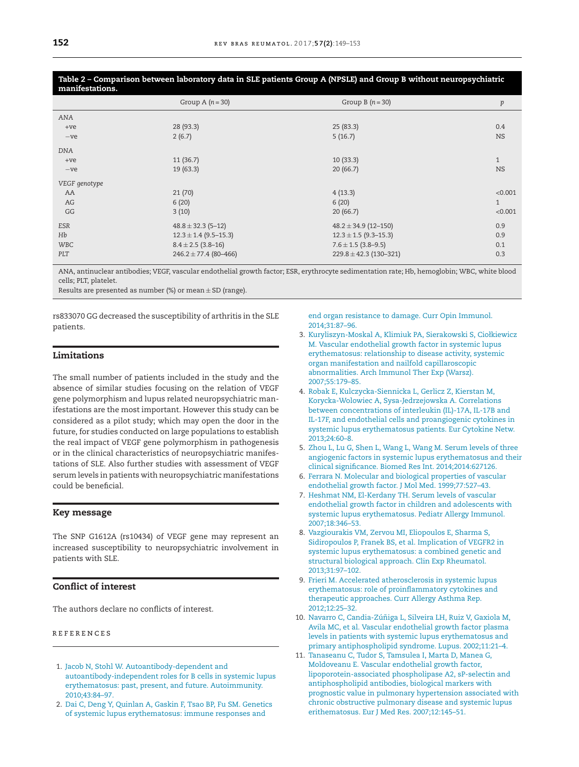**Table 2 – Comparison between laboratory data in SLE patients Group A (NPSLE) and Group B without neuropsychiatric manifestations.**

| | Group A (*n* = 30) | Group B (*n* = 30) | *p* |
|---|---|---|---|
| *ANA* | | | |
| +ve | 28 (93.3) | 25 (83.3) | 0.4 |
| −ve | 2 (6.7) | 5 (16.7) | NS |
| *DNA* | | | |
| +ve | 11 (36.7) | 10 (33.3) | 1 |
| −ve | 19 (63.3) | 20 (66.7) | NS |
| *VEGF genotype* | | | |
| AA | 21 (70) | 4 (13.3) | <0.001 |
| AG | 6 (20) | 6 (20) | 1 |
| GG | 3 (10) | 20 (66.7) | <0.001 |
| *ESR* | 48.8 ± 32.3 (5–12) | 48.2 ± 34.9 (12–150) | 0.9 |
| *Hb* | 12.3 ± 1.4 (9.5–15.3) | 12.3 ± 1.5 (9.3–15.3) | 0.9 |
| *WBC* | 8.4 ± 2.5 (3.8–16) | 7.6 ± 1.5 (3.8–9.5) | 0.1 |
| *PLT* | 246.2 ± 77.4 (80–466) | 229.8 ± 42.3 (130–321) | 0.3 |

ANA, antinuclear antibodies; VEGF, vascular endothelial growth factor; ESR, erythrocyte sedimentation rate; Hb, hemoglobin; WBC, white blood cells; PLT, platelet.
Results are presented as number (%) or mean ± SD (range).

rs833070 GG decreased the susceptibility of arthritis in the SLE patients.

## Limitations

The small number of patients included in the study and the absence of similar studies focusing on the relation of VEGF gene polymorphism and lupus related neuropsychiatric manifestations are the most important. However this study can be considered as a pilot study; which may open the door in the future, for studies conducted on large populations to establish the real impact of VEGF gene polymorphism in pathogenesis or in the clinical characteristics of neuropsychiatric manifestations of SLE. Also further studies with assessment of VEGF serum levels in patients with neuropsychiatric manifestations could be beneficial.

## Key message

The SNP G1612A (rs10434) of VEGF gene may represent an increased susceptibility to neuropsychiatric involvement in patients with SLE.

## Conflict of interest

The authors declare no conflicts of interest.

## REFERENCES

1. Jacob N, Stohl W. Autoantibody-dependent and autoantibody-independent roles for B cells in systemic lupus erythematosus: past, present, and future. Autoimmunity. 2010;43:84–97.
2. Dai C, Deng Y, Quinlan A, Gaskin F, Tsao BP, Fu SM. Genetics of systemic lupus erythematosus: immune responses and end organ resistance to damage. Curr Opin Immunol. 2014;31:87–96.
3. Kuryliszyn-Moskal A, Klimiuk PA, Sierakowski S, Ciołkiewicz M. Vascular endothelial growth factor in systemic lupus erythematosus: relationship to disease activity, systemic organ manifestation and nailfold capillaroscopic abnormalities. Arch Immunol Ther Exp (Warsz). 2007;55:179–85.
4. Robak E, Kulczycka-Siennicka L, Gerlicz Z, Kierstan M, Korycka-Wolowiec A, Sysa-Jedrzejowska A. Correlations between concentrations of interleukin (IL)-17A, IL-17B and IL-17F, and endothelial cells and proangiogenic cytokines in systemic lupus erythematosus patients. Eur Cytokine Netw. 2013;24:60–8.
5. Zhou L, Lu G, Shen L, Wang L, Wang M. Serum levels of three angiogenic factors in systemic lupus erythematosus and their clinical significance. Biomed Res Int. 2014;2014:627126.
6. Ferrara N. Molecular and biological properties of vascular endothelial growth factor. J Mol Med. 1999;77:527–43.
7. Heshmat NM, El-Kerdany TH. Serum levels of vascular endothelial growth factor in children and adolescents with systemic lupus erythematosus. Pediatr Allergy Immunol. 2007;18:346–53.
8. Vazgiourakis VM, Zervou MI, Eliopoulos E, Sharma S, Sidiropoulos P, Franek BS, et al. Implication of VEGFR2 in systemic lupus erythematosus: a combined genetic and structural biological approach. Clin Exp Rheumatol. 2013;31:97–102.
9. Frieri M. Accelerated atherosclerosis in systemic lupus erythematosus: role of proinflammatory cytokines and therapeutic approaches. Curr Allergy Asthma Rep. 2012;12:25–32.
10. Navarro C, Candia-Zúñiga L, Silveira LH, Ruiz V, Gaxiola M, Avila MC, et al. Vascular endothelial growth factor plasma levels in patients with systemic lupus erythematosus and primary antiphospholipid syndrome. Lupus. 2002;11:21–4.
11. Tanaseanu C, Tudor S, Tamsulea I, Marta D, Manea G, Moldoveanu E. Vascular endothelial growth factor, lipoprotein-associated phospholipase A2, sP-selectin and antiphospholipid antibodies, biological markers with prognostic value in pulmonary hypertension associated with chronic obstructive pulmonary disease and systemic lupus erithematosus. Eur J Med Res. 2007;12:145–51.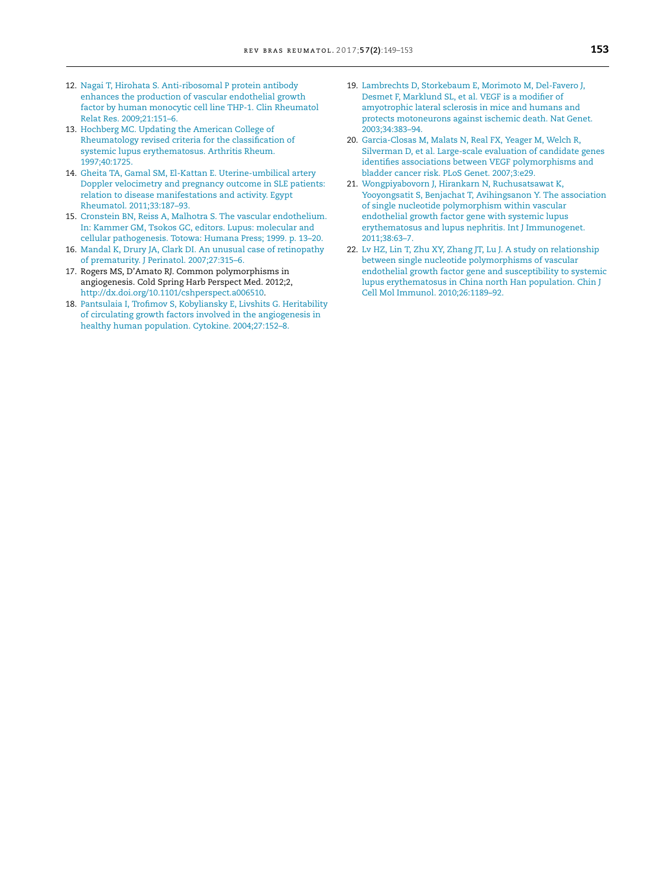12. Nagai T, Hirohata S. Anti-ribosomal P protein antibody enhances the production of vascular endothelial growth factor by human monocytic cell line THP-1. Clin Rheumatol Relat Res. 2009;21:151–6.
13. Hochberg MC. Updating the American College of Rheumatology revised criteria for the classification of systemic lupus erythematosus. Arthritis Rheum. 1997;40:1725.
14. Gheita TA, Gamal SM, El-Kattan E. Uterine-umbilical artery Doppler velocimetry and pregnancy outcome in SLE patients: relation to disease manifestations and activity. Egypt Rheumatol. 2011;33:187–93.
15. Cronstein BN, Reiss A, Malhotra S. The vascular endothelium. In: Kammer GM, Tsokos GC, editors. Lupus: molecular and cellular pathogenesis. Totowa: Humana Press; 1999. p. 13–20.
16. Mandal K, Drury JA, Clark DI. An unusual case of retinopathy of prematurity. J Perinatol. 2007;27:315–6.
17. Rogers MS, D'Amato RJ. Common polymorphisms in angiogenesis. Cold Spring Harb Perspect Med. 2012;2, http://dx.doi.org/10.1101/cshperspect.a006510.
18. Pantsulaia I, Trofimov S, Kobyliansky E, Livshits G. Heritability of circulating growth factors involved in the angiogenesis in healthy human population. Cytokine. 2004;27:152–8.
19. Lambrechts D, Storkebaum E, Morimoto M, Del-Favero J, Desmet F, Marklund SL, et al. VEGF is a modifier of amyotrophic lateral sclerosis in mice and humans and protects motoneurons against ischemic death. Nat Genet. 2003;34:383–94.
20. Garcia-Closas M, Malats N, Real FX, Yeager M, Welch R, Silverman D, et al. Large-scale evaluation of candidate genes identifies associations between VEGF polymorphisms and bladder cancer risk. PLoS Genet. 2007;3:e29.
21. Wongpiyabovorn J, Hirankarn N, Ruchusatsawat K, Yooyongsatit S, Benjachat T, Avihingsanon Y. The association of single nucleotide polymorphism within vascular endothelial growth factor gene with systemic lupus erythematosus and lupus nephritis. Int J Immunogenet. 2011;38:63–7.
22. Lv HZ, Lin T, Zhu XY, Zhang JT, Lu J. A study on relationship between single nucleotide polymorphisms of vascular endothelial growth factor gene and susceptibility to systemic lupus erythematosus in China north Han population. Chin J Cell Mol Immunol. 2010;26:1189–92.